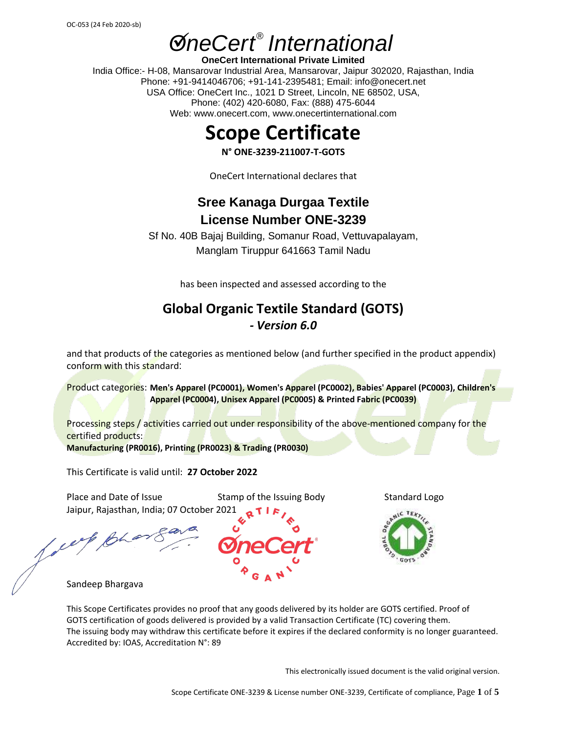OC-053 (24 Feb 2020-sb)

# ØneCert® International

**OneCert International Private Limited**

India Office:- H-08, Mansarovar Industrial Area, Mansarovar, Jaipur 302020, Rajasthan, India
Phone: +91-9414046706; +91-141-2395481; Email: info@onecert.net
USA Office: OneCert Inc., 1021 D Street, Lincoln, NE 68502, USA,
Phone: (402) 420-6080, Fax: (888) 475-6044
Web: www.onecert.com, www.onecertinternational.com

# Scope Certificate

**N° ONE-3239-211007-T-GOTS**

OneCert International declares that

## Sree Kanaga Durgaa Textile
## License Number ONE-3239

Sf No. 40B Bajaj Building, Somanur Road, Vettuvapalayam,
Manglam Tiruppur 641663 Tamil Nadu

has been inspected and assessed according to the

## Global Organic Textile Standard (GOTS)
***- Version 6.0***

and that products of the categories as mentioned below (and further specified in the product appendix) conform with this standard:

Product categories: **Men's Apparel (PC0001), Women's Apparel (PC0002), Babies' Apparel (PC0003), Children's Apparel (PC0004), Unisex Apparel (PC0005) & Printed Fabric (PC0039)**

Processing steps / activities carried out under responsibility of the above-mentioned company for the certified products:
**Manufacturing (PR0016), Printing (PR0023) & Trading (PR0030)**

This Certificate is valid until: **27 October 2022**

| Place and Date of Issue | Stamp of the Issuing Body | Standard Logo |
|---|---|---|
| Jaipur, Rajasthan, India; 07 October 2021 | | |

Sandeep Bhargava

This Scope Certificates provides no proof that any goods delivered by its holder are GOTS certified. Proof of GOTS certification of goods delivered is provided by a valid Transaction Certificate (TC) covering them.
The issuing body may withdraw this certificate before it expires if the declared conformity is no longer guaranteed.
Accredited by: IOAS, Accreditation N°: 89

This electronically issued document is the valid original version.

Scope Certificate ONE-3239 & License number ONE-3239, Certificate of compliance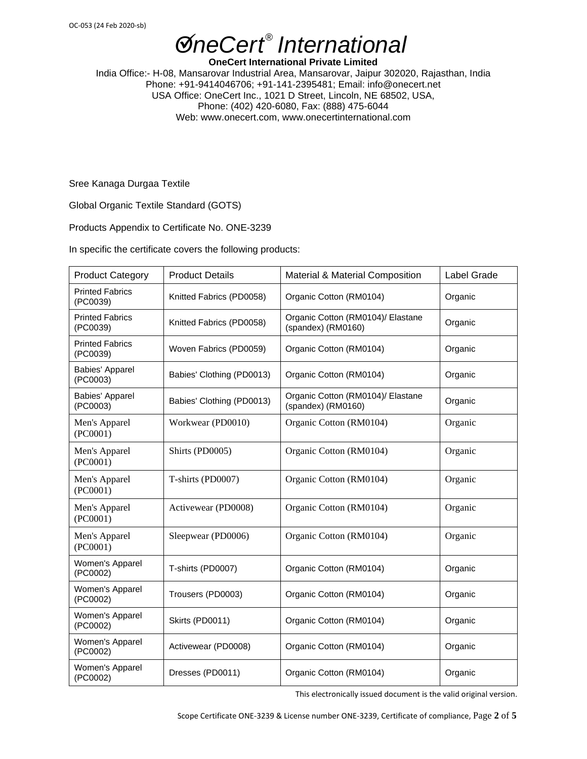# ØneCert® International

**OneCert International Private Limited**

India Office:- H-08, Mansarovar Industrial Area, Mansarovar, Jaipur 302020, Rajasthan, India
Phone: +91-9414046706; +91-141-2395481; Email: info@onecert.net
USA Office: OneCert Inc., 1021 D Street, Lincoln, NE 68502, USA,
Phone: (402) 420-6080, Fax: (888) 475-6044
Web: www.onecert.com, www.onecertinternational.com

Sree Kanaga Durgaa Textile

Global Organic Textile Standard (GOTS)

Products Appendix to Certificate No. ONE-3239

In specific the certificate covers the following products:

| Product Category | Product Details | Material & Material Composition | Label Grade |
|---|---|---|---|
| Printed Fabrics (PC0039) | Knitted Fabrics (PD0058) | Organic Cotton (RM0104) | Organic |
| Printed Fabrics (PC0039) | Knitted Fabrics (PD0058) | Organic Cotton (RM0104)/ Elastane (spandex) (RM0160) | Organic |
| Printed Fabrics (PC0039) | Woven Fabrics (PD0059) | Organic Cotton (RM0104) | Organic |
| Babies' Apparel (PC0003) | Babies' Clothing (PD0013) | Organic Cotton (RM0104) | Organic |
| Babies' Apparel (PC0003) | Babies' Clothing (PD0013) | Organic Cotton (RM0104)/ Elastane (spandex) (RM0160) | Organic |
| Men's Apparel (PC0001) | Workwear (PD0010) | Organic Cotton (RM0104) | Organic |
| Men's Apparel (PC0001) | Shirts (PD0005) | Organic Cotton (RM0104) | Organic |
| Men's Apparel (PC0001) | T-shirts (PD0007) | Organic Cotton (RM0104) | Organic |
| Men's Apparel (PC0001) | Activewear (PD0008) | Organic Cotton (RM0104) | Organic |
| Men's Apparel (PC0001) | Sleepwear (PD0006) | Organic Cotton (RM0104) | Organic |
| Women's Apparel (PC0002) | T-shirts (PD0007) | Organic Cotton (RM0104) | Organic |
| Women's Apparel (PC0002) | Trousers (PD0003) | Organic Cotton (RM0104) | Organic |
| Women's Apparel (PC0002) | Skirts (PD0011) | Organic Cotton (RM0104) | Organic |
| Women's Apparel (PC0002) | Activewear (PD0008) | Organic Cotton (RM0104) | Organic |
| Women's Apparel (PC0002) | Dresses (PD0011) | Organic Cotton (RM0104) | Organic |

This electronically issued document is the valid original version.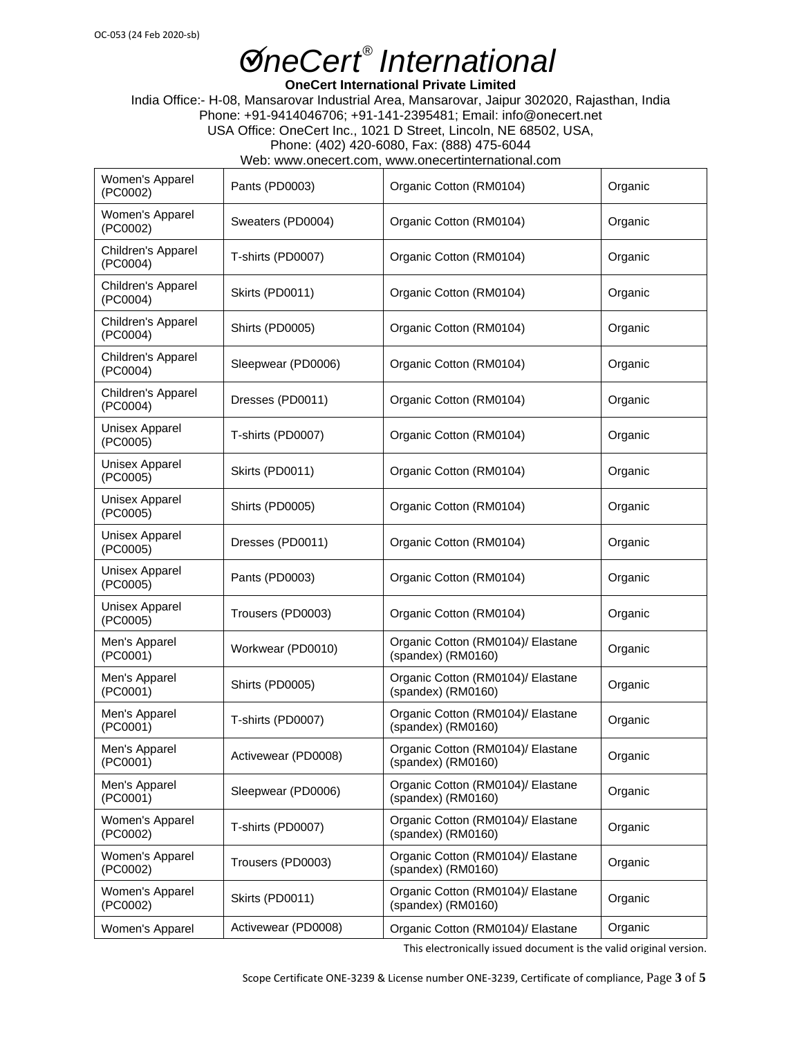| Women's Apparel (PC0002) | Pants (PD0003) | Organic Cotton (RM0104) | Organic |
|---|---|---|---|
| Women's Apparel (PC0002) | Sweaters (PD0004) | Organic Cotton (RM0104) | Organic |
| Children's Apparel (PC0004) | T-shirts (PD0007) | Organic Cotton (RM0104) | Organic |
| Children's Apparel (PC0004) | Skirts (PD0011) | Organic Cotton (RM0104) | Organic |
| Children's Apparel (PC0004) | Shirts (PD0005) | Organic Cotton (RM0104) | Organic |
| Children's Apparel (PC0004) | Sleepwear (PD0006) | Organic Cotton (RM0104) | Organic |
| Children's Apparel (PC0004) | Dresses (PD0011) | Organic Cotton (RM0104) | Organic |
| Unisex Apparel (PC0005) | T-shirts (PD0007) | Organic Cotton (RM0104) | Organic |
| Unisex Apparel (PC0005) | Skirts (PD0011) | Organic Cotton (RM0104) | Organic |
| Unisex Apparel (PC0005) | Shirts (PD0005) | Organic Cotton (RM0104) | Organic |
| Unisex Apparel (PC0005) | Dresses (PD0011) | Organic Cotton (RM0104) | Organic |
| Unisex Apparel (PC0005) | Pants (PD0003) | Organic Cotton (RM0104) | Organic |
| Unisex Apparel (PC0005) | Trousers (PD0003) | Organic Cotton (RM0104) | Organic |
| Men's Apparel (PC0001) | Workwear (PD0010) | Organic Cotton (RM0104)/ Elastane (spandex) (RM0160) | Organic |
| Men's Apparel (PC0001) | Shirts (PD0005) | Organic Cotton (RM0104)/ Elastane (spandex) (RM0160) | Organic |
| Men's Apparel (PC0001) | T-shirts (PD0007) | Organic Cotton (RM0104)/ Elastane (spandex) (RM0160) | Organic |
| Men's Apparel (PC0001) | Activewear (PD0008) | Organic Cotton (RM0104)/ Elastane (spandex) (RM0160) | Organic |
| Men's Apparel (PC0001) | Sleepwear (PD0006) | Organic Cotton (RM0104)/ Elastane (spandex) (RM0160) | Organic |
| Women's Apparel (PC0002) | T-shirts (PD0007) | Organic Cotton (RM0104)/ Elastane (spandex) (RM0160) | Organic |
| Women's Apparel (PC0002) | Trousers (PD0003) | Organic Cotton (RM0104)/ Elastane (spandex) (RM0160) | Organic |
| Women's Apparel (PC0002) | Skirts (PD0011) | Organic Cotton (RM0104)/ Elastane (spandex) (RM0160) | Organic |
| Women's Apparel | Activewear (PD0008) | Organic Cotton (RM0104)/ Elastane | Organic |

This electronically issued document is the valid original version.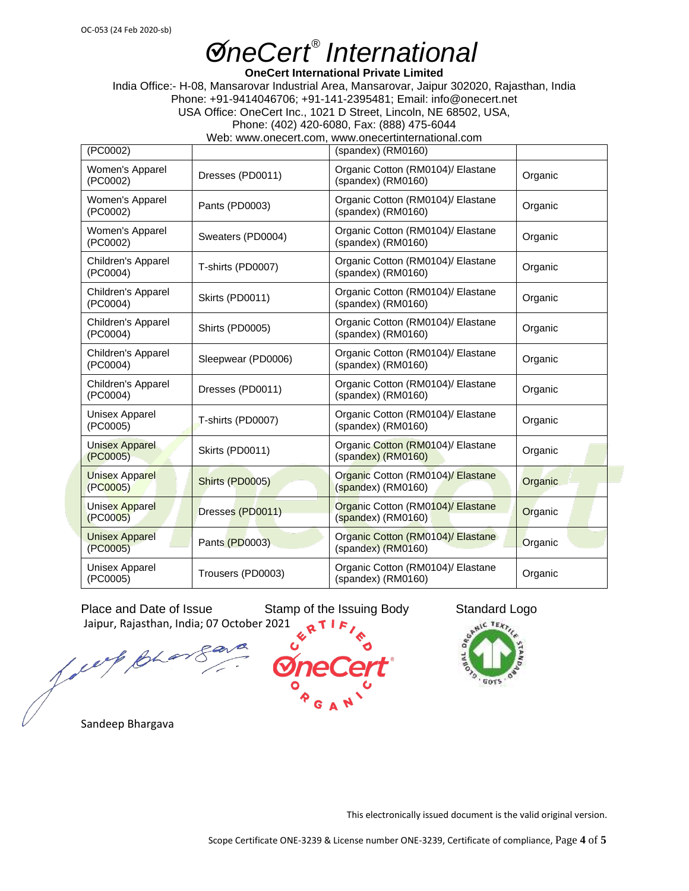OC-053 (24 Feb 2020-sb)

# ØneCert® International

**OneCert International Private Limited**

India Office:- H-08, Mansarovar Industrial Area, Mansarovar, Jaipur 302020, Rajasthan, India
Phone: +91-9414046706; +91-141-2395481; Email: info@onecert.net
USA Office: OneCert Inc., 1021 D Street, Lincoln, NE 68502, USA,
Phone: (402) 420-6080, Fax: (888) 475-6044
Web: www.onecert.com, www.onecertinternational.com

| | | | |
|---|---|---|---|
| (PC0002) | | (spandex) (RM0160) | |
| Women's Apparel (PC0002) | Dresses (PD0011) | Organic Cotton (RM0104)/ Elastane (spandex) (RM0160) | Organic |
| Women's Apparel (PC0002) | Pants (PD0003) | Organic Cotton (RM0104)/ Elastane (spandex) (RM0160) | Organic |
| Women's Apparel (PC0002) | Sweaters (PD0004) | Organic Cotton (RM0104)/ Elastane (spandex) (RM0160) | Organic |
| Children's Apparel (PC0004) | T-shirts (PD0007) | Organic Cotton (RM0104)/ Elastane (spandex) (RM0160) | Organic |
| Children's Apparel (PC0004) | Skirts (PD0011) | Organic Cotton (RM0104)/ Elastane (spandex) (RM0160) | Organic |
| Children's Apparel (PC0004) | Shirts (PD0005) | Organic Cotton (RM0104)/ Elastane (spandex) (RM0160) | Organic |
| Children's Apparel (PC0004) | Sleepwear (PD0006) | Organic Cotton (RM0104)/ Elastane (spandex) (RM0160) | Organic |
| Children's Apparel (PC0004) | Dresses (PD0011) | Organic Cotton (RM0104)/ Elastane (spandex) (RM0160) | Organic |
| Unisex Apparel (PC0005) | T-shirts (PD0007) | Organic Cotton (RM0104)/ Elastane (spandex) (RM0160) | Organic |
| Unisex Apparel (PC0005) | Skirts (PD0011) | Organic Cotton (RM0104)/ Elastane (spandex) (RM0160) | Organic |
| Unisex Apparel (PC0005) | Shirts (PD0005) | Organic Cotton (RM0104)/ Elastane (spandex) (RM0160) | Organic |
| Unisex Apparel (PC0005) | Dresses (PD0011) | Organic Cotton (RM0104)/ Elastane (spandex) (RM0160) | Organic |
| Unisex Apparel (PC0005) | Pants (PD0003) | Organic Cotton (RM0104)/ Elastane (spandex) (RM0160) | Organic |
| Unisex Apparel (PC0005) | Trousers (PD0003) | Organic Cotton (RM0104)/ Elastane (spandex) (RM0160) | Organic |

Place and Date of Issue
Jaipur, Rajasthan, India; 07 October 2021

Sandeep Bhargava

Stamp of the Issuing Body

Standard Logo

This electronically issued document is the valid original version.

Scope Certificate ONE-3239 & License number ONE-3239, Certificate of compliance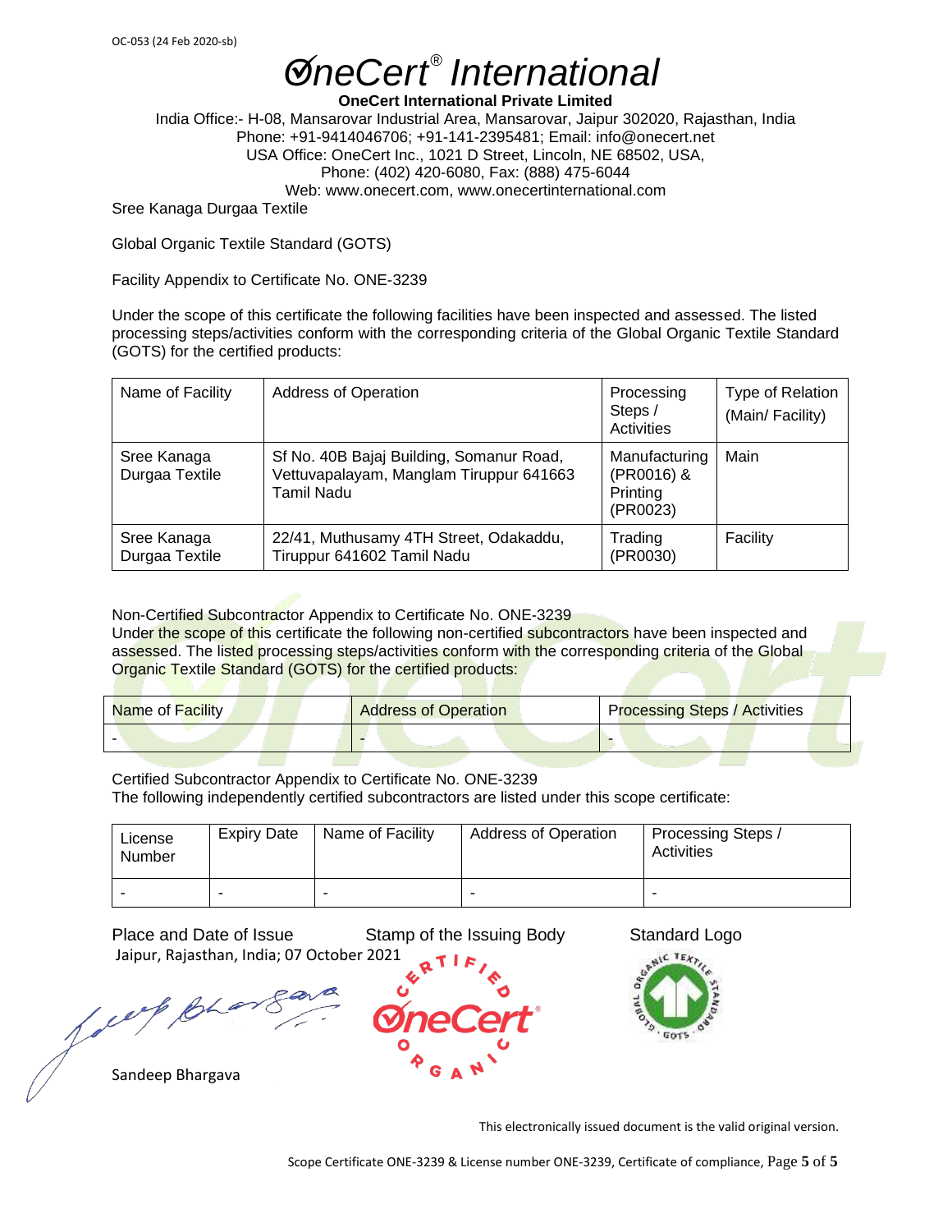OC-053 (24 Feb 2020-sb)

# ØneCert® International

**OneCert International Private Limited**

India Office:- H-08, Mansarovar Industrial Area, Mansarovar, Jaipur 302020, Rajasthan, India
Phone: +91-9414046706; +91-141-2395481; Email: info@onecert.net
USA Office: OneCert Inc., 1021 D Street, Lincoln, NE 68502, USA,
Phone: (402) 420-6080, Fax: (888) 475-6044
Web: www.onecert.com, www.onecertinternational.com

Sree Kanaga Durgaa Textile

Global Organic Textile Standard (GOTS)

Facility Appendix to Certificate No. ONE-3239

Under the scope of this certificate the following facilities have been inspected and assessed. The listed processing steps/activities conform with the corresponding criteria of the Global Organic Textile Standard (GOTS) for the certified products:

| Name of Facility | Address of Operation | Processing Steps / Activities | Type of Relation (Main/ Facility) |
|---|---|---|---|
| Sree Kanaga Durgaa Textile | Sf No. 40B Bajaj Building, Somanur Road, Vettuvapalayam, Manglam Tiruppur 641663 Tamil Nadu | Manufacturing (PR0016) & Printing (PR0023) | Main |
| Sree Kanaga Durgaa Textile | 22/41, Muthusamy 4TH Street, Odakaddu, Tiruppur 641602 Tamil Nadu | Trading (PR0030) | Facility |

Non-Certified Subcontractor Appendix to Certificate No. ONE-3239
Under the scope of this certificate the following non-certified subcontractors have been inspected and assessed. The listed processing steps/activities conform with the corresponding criteria of the Global Organic Textile Standard (GOTS) for the certified products:

| Name of Facility | Address of Operation | Processing Steps / Activities |
|---|---|---|
| - | - | - |

Certified Subcontractor Appendix to Certificate No. ONE-3239
The following independently certified subcontractors are listed under this scope certificate:

| License Number | Expiry Date | Name of Facility | Address of Operation | Processing Steps / Activities |
|---|---|---|---|---|
| - | - | - | - | - |

Place and Date of Issue
Jaipur, Rajasthan, India; 07 October 2021

Sandeep Bhargava

Stamp of the Issuing Body

Standard Logo

This electronically issued document is the valid original version.

Scope Certificate ONE-3239 & License number ONE-3239, Certificate of compliance